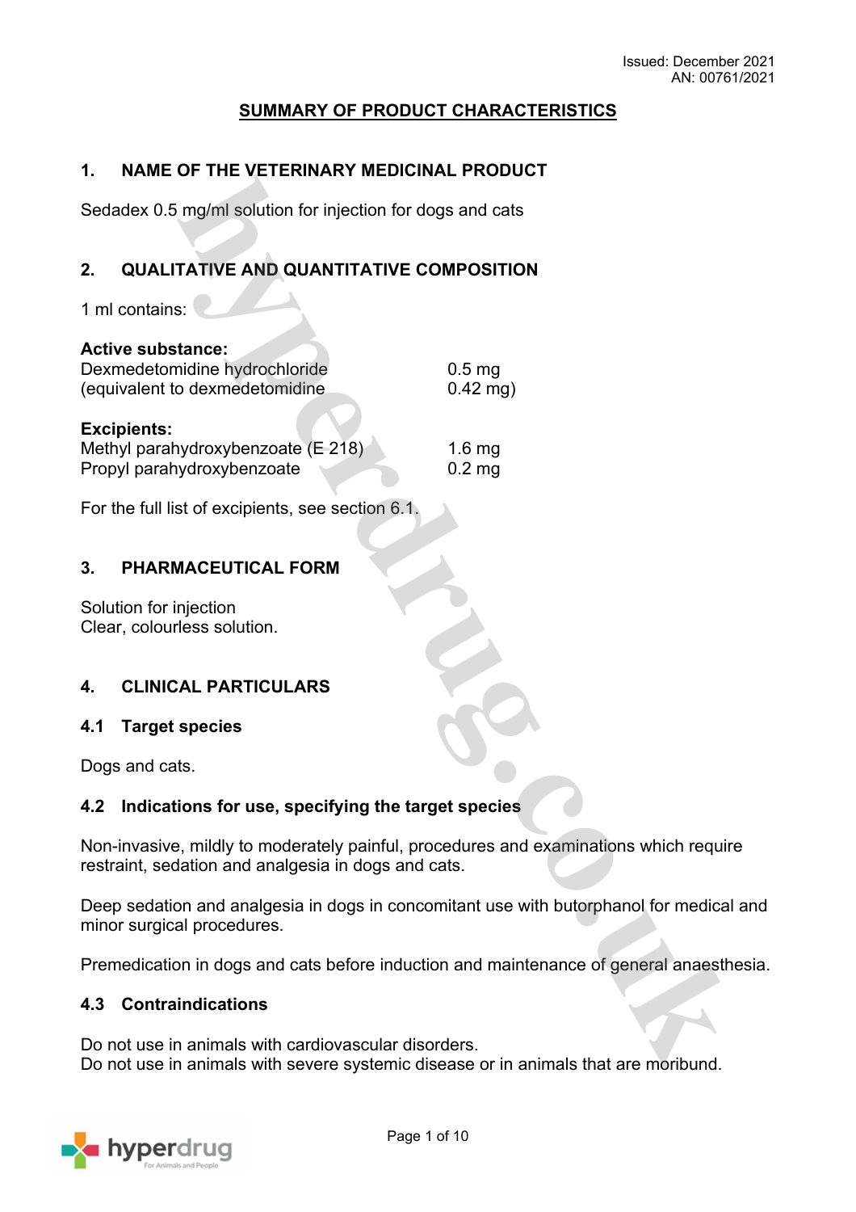Issued: December 2021
AN: 00761/2021

# SUMMARY OF PRODUCT CHARACTERISTICS

## 1. NAME OF THE VETERINARY MEDICINAL PRODUCT

Sedadex 0.5 mg/ml solution for injection for dogs and cats

## 2. QUALITATIVE AND QUANTITATIVE COMPOSITION

1 ml contains:

**Active substance:**

| | |
|---|---|
| Dexmedetomidine hydrochloride | 0.5 mg |
| (equivalent to dexmedetomidine | 0.42 mg) |

**Excipients:**

| | |
|---|---|
| Methyl parahydroxybenzoate (E 218) | 1.6 mg |
| Propyl parahydroxybenzoate | 0.2 mg |

For the full list of excipients, see section 6.1.

## 3. PHARMACEUTICAL FORM

Solution for injection
Clear, colourless solution.

## 4. CLINICAL PARTICULARS

### 4.1 Target species

Dogs and cats.

### 4.2 Indications for use, specifying the target species

Non-invasive, mildly to moderately painful, procedures and examinations which require restraint, sedation and analgesia in dogs and cats.

Deep sedation and analgesia in dogs in concomitant use with butorphanol for medical and minor surgical procedures.

Premedication in dogs and cats before induction and maintenance of general anaesthesia.

### 4.3 Contraindications

Do not use in animals with cardiovascular disorders.
Do not use in animals with severe systemic disease or in animals that are moribund.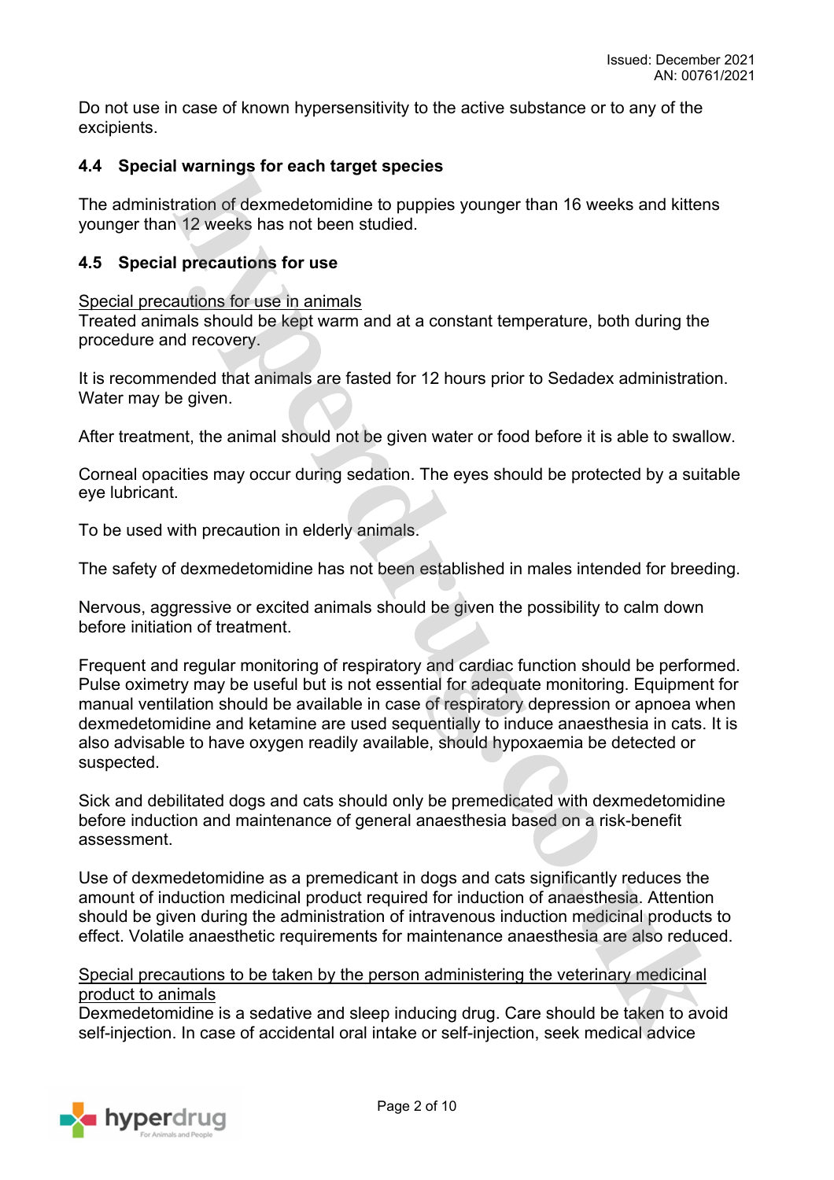Do not use in case of known hypersensitivity to the active substance or to any of the excipients.

### 4.4 Special warnings for each target species

The administration of dexmedetomidine to puppies younger than 16 weeks and kittens younger than 12 weeks has not been studied.

### 4.5 Special precautions for use

Special precautions for use in animals

Treated animals should be kept warm and at a constant temperature, both during the procedure and recovery.

It is recommended that animals are fasted for 12 hours prior to Sedadex administration. Water may be given.

After treatment, the animal should not be given water or food before it is able to swallow.

Corneal opacities may occur during sedation. The eyes should be protected by a suitable eye lubricant.

To be used with precaution in elderly animals.

The safety of dexmedetomidine has not been established in males intended for breeding.

Nervous, aggressive or excited animals should be given the possibility to calm down before initiation of treatment.

Frequent and regular monitoring of respiratory and cardiac function should be performed. Pulse oximetry may be useful but is not essential for adequate monitoring. Equipment for manual ventilation should be available in case of respiratory depression or apnoea when dexmedetomidine and ketamine are used sequentially to induce anaesthesia in cats. It is also advisable to have oxygen readily available, should hypoxaemia be detected or suspected.

Sick and debilitated dogs and cats should only be premedicated with dexmedetomidine before induction and maintenance of general anaesthesia based on a risk-benefit assessment.

Use of dexmedetomidine as a premedicant in dogs and cats significantly reduces the amount of induction medicinal product required for induction of anaesthesia. Attention should be given during the administration of intravenous induction medicinal products to effect. Volatile anaesthetic requirements for maintenance anaesthesia are also reduced.

Special precautions to be taken by the person administering the veterinary medicinal product to animals

Dexmedetomidine is a sedative and sleep inducing drug. Care should be taken to avoid self-injection. In case of accidental oral intake or self-injection, seek medical advice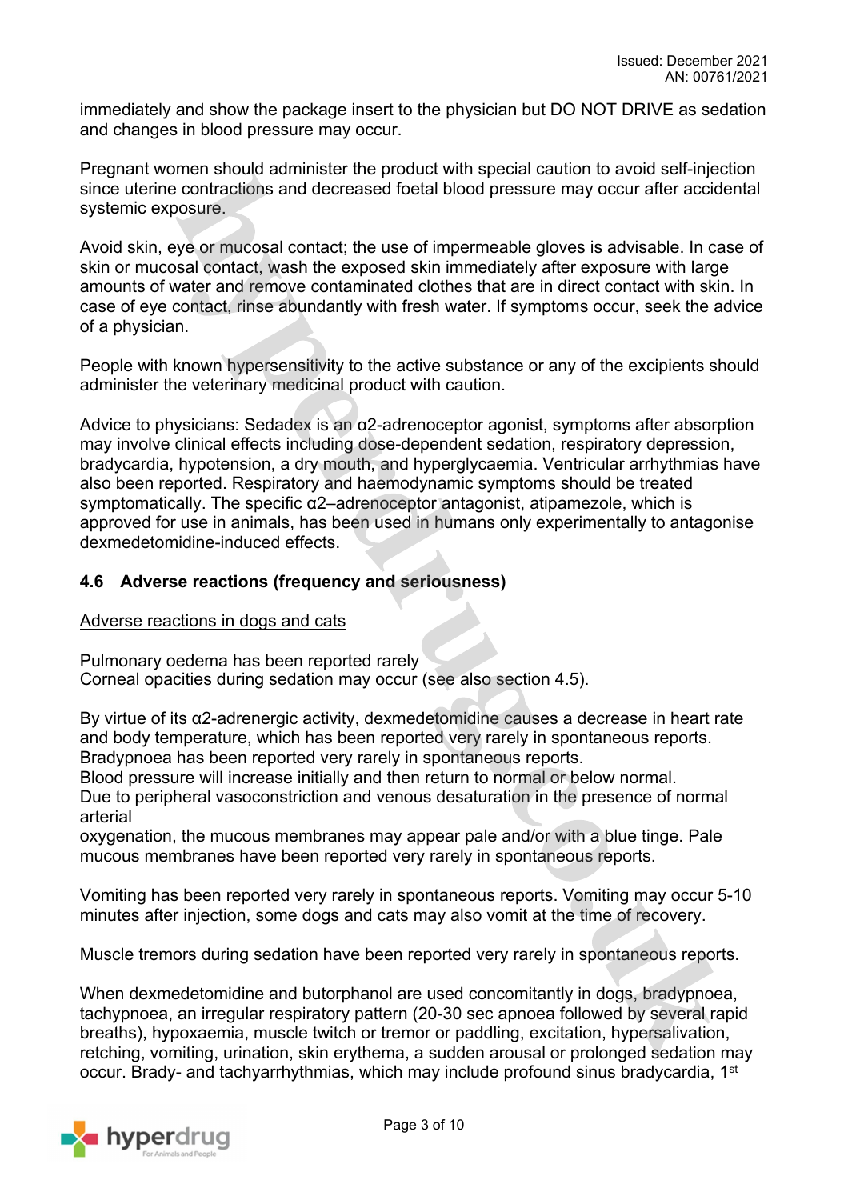immediately and show the package insert to the physician but DO NOT DRIVE as sedation and changes in blood pressure may occur.

Pregnant women should administer the product with special caution to avoid self-injection since uterine contractions and decreased foetal blood pressure may occur after accidental systemic exposure.

Avoid skin, eye or mucosal contact; the use of impermeable gloves is advisable. In case of skin or mucosal contact, wash the exposed skin immediately after exposure with large amounts of water and remove contaminated clothes that are in direct contact with skin. In case of eye contact, rinse abundantly with fresh water. If symptoms occur, seek the advice of a physician.

People with known hypersensitivity to the active substance or any of the excipients should administer the veterinary medicinal product with caution.

Advice to physicians: Sedadex is an α2-adrenoceptor agonist, symptoms after absorption may involve clinical effects including dose-dependent sedation, respiratory depression, bradycardia, hypotension, a dry mouth, and hyperglycaemia. Ventricular arrhythmias have also been reported. Respiratory and haemodynamic symptoms should be treated symptomatically. The specific α2–adrenoceptor antagonist, atipamezole, which is approved for use in animals, has been used in humans only experimentally to antagonise dexmedetomidine-induced effects.

## 4.6 Adverse reactions (frequency and seriousness)

Adverse reactions in dogs and cats

Pulmonary oedema has been reported rarely
Corneal opacities during sedation may occur (see also section 4.5).

By virtue of its α2-adrenergic activity, dexmedetomidine causes a decrease in heart rate and body temperature, which has been reported very rarely in spontaneous reports.
Bradypnoea has been reported very rarely in spontaneous reports.
Blood pressure will increase initially and then return to normal or below normal.
Due to peripheral vasoconstriction and venous desaturation in the presence of normal arterial
oxygenation, the mucous membranes may appear pale and/or with a blue tinge. Pale mucous membranes have been reported very rarely in spontaneous reports.

Vomiting has been reported very rarely in spontaneous reports. Vomiting may occur 5-10 minutes after injection, some dogs and cats may also vomit at the time of recovery.

Muscle tremors during sedation have been reported very rarely in spontaneous reports.

When dexmedetomidine and butorphanol are used concomitantly in dogs, bradypnoea, tachypnoea, an irregular respiratory pattern (20-30 sec apnoea followed by several rapid breaths), hypoxaemia, muscle twitch or tremor or paddling, excitation, hypersalivation, retching, vomiting, urination, skin erythema, a sudden arousal or prolonged sedation may occur. Brady- and tachyarrhythmias, which may include profound sinus bradycardia, 1st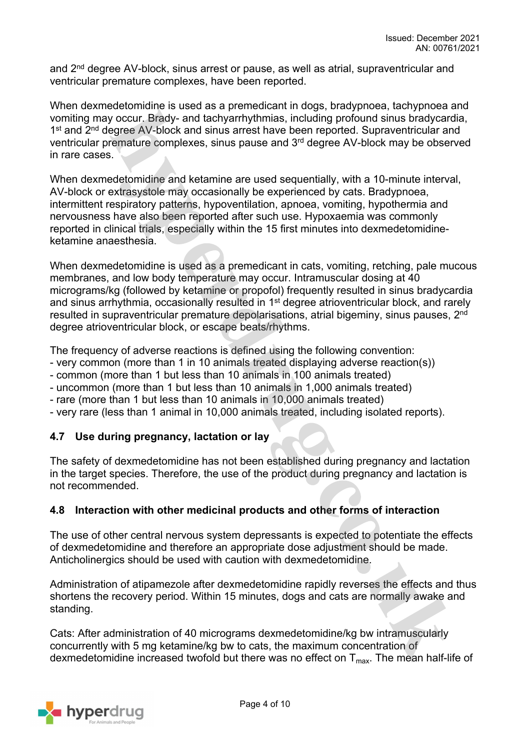and 2nd degree AV-block, sinus arrest or pause, as well as atrial, supraventricular and ventricular premature complexes, have been reported.

When dexmedetomidine is used as a premedicant in dogs, bradypnoea, tachypnoea and vomiting may occur. Brady- and tachyarrhythmias, including profound sinus bradycardia, 1st and 2nd degree AV-block and sinus arrest have been reported. Supraventricular and ventricular premature complexes, sinus pause and 3rd degree AV-block may be observed in rare cases.

When dexmedetomidine and ketamine are used sequentially, with a 10-minute interval, AV-block or extrasystole may occasionally be experienced by cats. Bradypnoea, intermittent respiratory patterns, hypoventilation, apnoea, vomiting, hypothermia and nervousness have also been reported after such use. Hypoxaemia was commonly reported in clinical trials, especially within the 15 first minutes into dexmedetomidine-ketamine anaesthesia.

When dexmedetomidine is used as a premedicant in cats, vomiting, retching, pale mucous membranes, and low body temperature may occur. Intramuscular dosing at 40 micrograms/kg (followed by ketamine or propofol) frequently resulted in sinus bradycardia and sinus arrhythmia, occasionally resulted in 1st degree atrioventricular block, and rarely resulted in supraventricular premature depolarisations, atrial bigeminy, sinus pauses, 2nd degree atrioventricular block, or escape beats/rhythms.

The frequency of adverse reactions is defined using the following convention:
- very common (more than 1 in 10 animals treated displaying adverse reaction(s))
- common (more than 1 but less than 10 animals in 100 animals treated)
- uncommon (more than 1 but less than 10 animals in 1,000 animals treated)
- rare (more than 1 but less than 10 animals in 10,000 animals treated)
- very rare (less than 1 animal in 10,000 animals treated, including isolated reports).

## 4.7 Use during pregnancy, lactation or lay

The safety of dexmedetomidine has not been established during pregnancy and lactation in the target species. Therefore, the use of the product during pregnancy and lactation is not recommended.

## 4.8 Interaction with other medicinal products and other forms of interaction

The use of other central nervous system depressants is expected to potentiate the effects of dexmedetomidine and therefore an appropriate dose adjustment should be made. Anticholinergics should be used with caution with dexmedetomidine.

Administration of atipamezole after dexmedetomidine rapidly reverses the effects and thus shortens the recovery period. Within 15 minutes, dogs and cats are normally awake and standing.

Cats: After administration of 40 micrograms dexmedetomidine/kg bw intramuscularly concurrently with 5 mg ketamine/kg bw to cats, the maximum concentration of dexmedetomidine increased twofold but there was no effect on $T_{max}$. The mean half-life of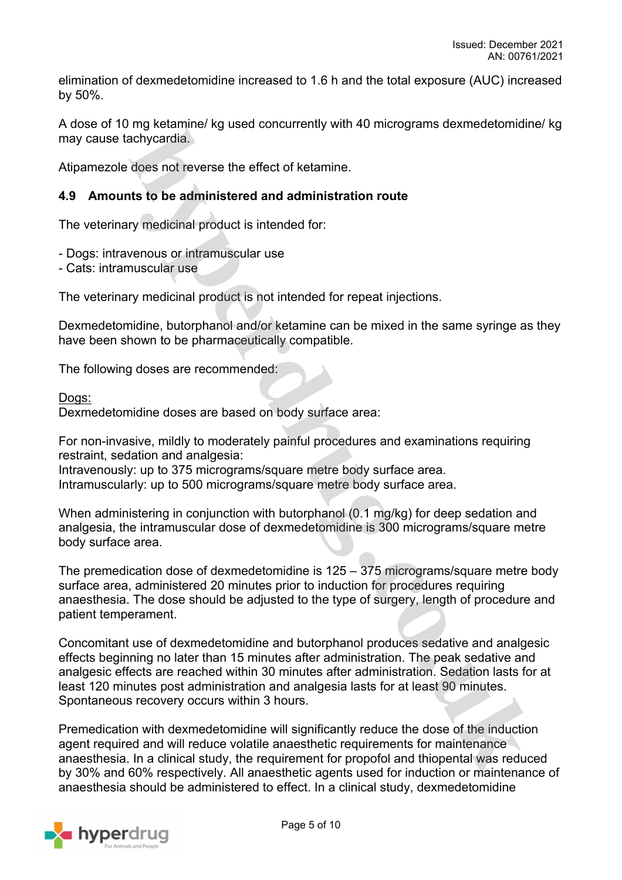elimination of dexmedetomidine increased to 1.6 h and the total exposure (AUC) increased by 50%.

A dose of 10 mg ketamine/ kg used concurrently with 40 micrograms dexmedetomidine/ kg may cause tachycardia.

Atipamezole does not reverse the effect of ketamine.

### 4.9 Amounts to be administered and administration route

The veterinary medicinal product is intended for:

- Dogs: intravenous or intramuscular use
- Cats: intramuscular use

The veterinary medicinal product is not intended for repeat injections.

Dexmedetomidine, butorphanol and/or ketamine can be mixed in the same syringe as they have been shown to be pharmaceutically compatible.

The following doses are recommended:

Dogs:
Dexmedetomidine doses are based on body surface area:

For non-invasive, mildly to moderately painful procedures and examinations requiring restraint, sedation and analgesia:
Intravenously: up to 375 micrograms/square metre body surface area.
Intramuscularly: up to 500 micrograms/square metre body surface area.

When administering in conjunction with butorphanol (0.1 mg/kg) for deep sedation and analgesia, the intramuscular dose of dexmedetomidine is 300 micrograms/square metre body surface area.

The premedication dose of dexmedetomidine is 125 – 375 micrograms/square metre body surface area, administered 20 minutes prior to induction for procedures requiring anaesthesia. The dose should be adjusted to the type of surgery, length of procedure and patient temperament.

Concomitant use of dexmedetomidine and butorphanol produces sedative and analgesic effects beginning no later than 15 minutes after administration. The peak sedative and analgesic effects are reached within 30 minutes after administration. Sedation lasts for at least 120 minutes post administration and analgesia lasts for at least 90 minutes. Spontaneous recovery occurs within 3 hours.

Premedication with dexmedetomidine will significantly reduce the dose of the induction agent required and will reduce volatile anaesthetic requirements for maintenance anaesthesia. In a clinical study, the requirement for propofol and thiopental was reduced by 30% and 60% respectively. All anaesthetic agents used for induction or maintenance of anaesthesia should be administered to effect. In a clinical study, dexmedetomidine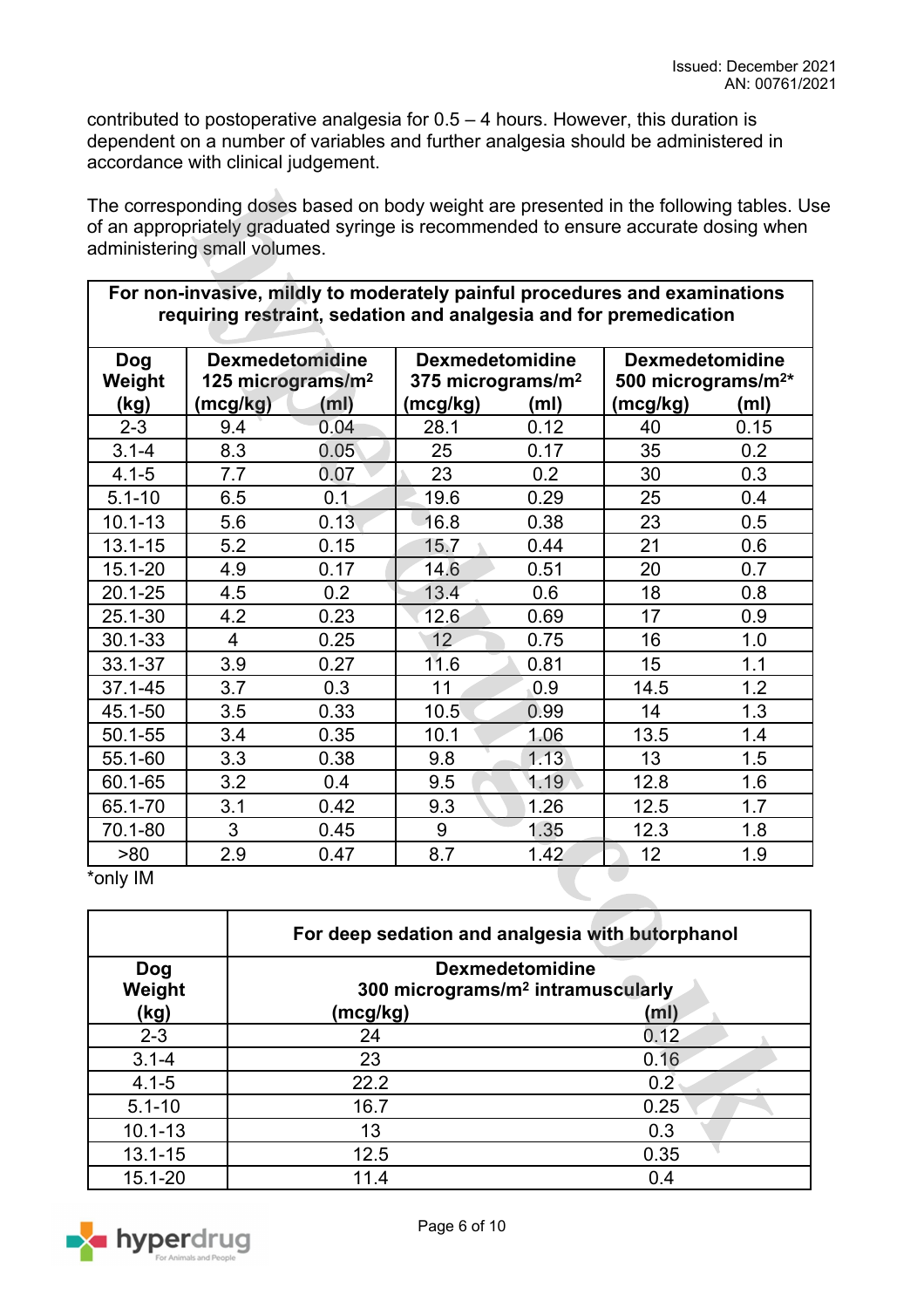contributed to postoperative analgesia for 0.5 – 4 hours. However, this duration is dependent on a number of variables and further analgesia should be administered in accordance with clinical judgement.

The corresponding doses based on body weight are presented in the following tables. Use of an appropriately graduated syringe is recommended to ensure accurate dosing when administering small volumes.

| For non-invasive, mildly to moderately painful procedures and examinations requiring restraint, sedation and analgesia and for premedication | | | | | | |
|---|---|---|---|---|---|---|
| Dog Weight (kg) | Dexmedetomidine 125 micrograms/m² (mcg/kg) | (ml) | Dexmedetomidine 375 micrograms/m² (mcg/kg) | (ml) | Dexmedetomidine 500 micrograms/m²* (mcg/kg) | (ml) |
| 2-3 | 9.4 | 0.04 | 28.1 | 0.12 | 40 | 0.15 |
| 3.1-4 | 8.3 | 0.05 | 25 | 0.17 | 35 | 0.2 |
| 4.1-5 | 7.7 | 0.07 | 23 | 0.2 | 30 | 0.3 |
| 5.1-10 | 6.5 | 0.1 | 19.6 | 0.29 | 25 | 0.4 |
| 10.1-13 | 5.6 | 0.13 | 16.8 | 0.38 | 23 | 0.5 |
| 13.1-15 | 5.2 | 0.15 | 15.7 | 0.44 | 21 | 0.6 |
| 15.1-20 | 4.9 | 0.17 | 14.6 | 0.51 | 20 | 0.7 |
| 20.1-25 | 4.5 | 0.2 | 13.4 | 0.6 | 18 | 0.8 |
| 25.1-30 | 4.2 | 0.23 | 12.6 | 0.69 | 17 | 0.9 |
| 30.1-33 | 4 | 0.25 | 12 | 0.75 | 16 | 1.0 |
| 33.1-37 | 3.9 | 0.27 | 11.6 | 0.81 | 15 | 1.1 |
| 37.1-45 | 3.7 | 0.3 | 11 | 0.9 | 14.5 | 1.2 |
| 45.1-50 | 3.5 | 0.33 | 10.5 | 0.99 | 14 | 1.3 |
| 50.1-55 | 3.4 | 0.35 | 10.1 | 1.06 | 13.5 | 1.4 |
| 55.1-60 | 3.3 | 0.38 | 9.8 | 1.13 | 13 | 1.5 |
| 60.1-65 | 3.2 | 0.4 | 9.5 | 1.19 | 12.8 | 1.6 |
| 65.1-70 | 3.1 | 0.42 | 9.3 | 1.26 | 12.5 | 1.7 |
| 70.1-80 | 3 | 0.45 | 9 | 1.35 | 12.3 | 1.8 |
| >80 | 2.9 | 0.47 | 8.7 | 1.42 | 12 | 1.9 |

*only IM

| | For deep sedation and analgesia with butorphanol | |
|---|---|---|
| Dog Weight (kg) | Dexmedetomidine 300 micrograms/m² intramuscularly (mcg/kg) | (ml) |
| 2-3 | 24 | 0.12 |
| 3.1-4 | 23 | 0.16 |
| 4.1-5 | 22.2 | 0.2 |
| 5.1-10 | 16.7 | 0.25 |
| 10.1-13 | 13 | 0.3 |
| 13.1-15 | 12.5 | 0.35 |
| 15.1-20 | 11.4 | 0.4 |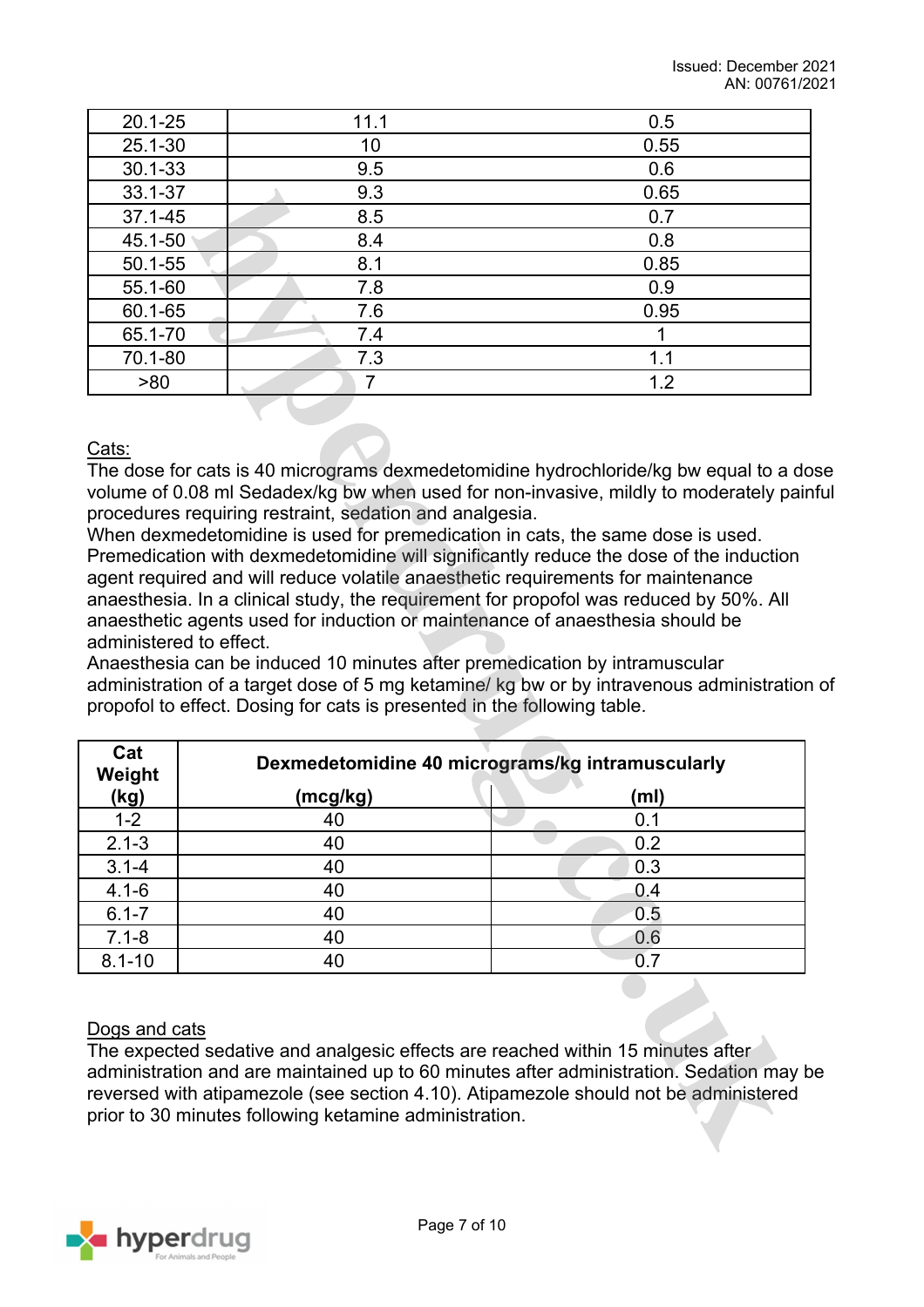| | | |
|---|---|---|
| 20.1-25 | 11.1 | 0.5 |
| 25.1-30 | 10 | 0.55 |
| 30.1-33 | 9.5 | 0.6 |
| 33.1-37 | 9.3 | 0.65 |
| 37.1-45 | 8.5 | 0.7 |
| 45.1-50 | 8.4 | 0.8 |
| 50.1-55 | 8.1 | 0.85 |
| 55.1-60 | 7.8 | 0.9 |
| 60.1-65 | 7.6 | 0.95 |
| 65.1-70 | 7.4 | 1 |
| 70.1-80 | 7.3 | 1.1 |
| >80 | 7 | 1.2 |

Cats:

The dose for cats is 40 micrograms dexmedetomidine hydrochloride/kg bw equal to a dose volume of 0.08 ml Sedadex/kg bw when used for non-invasive, mildly to moderately painful procedures requiring restraint, sedation and analgesia.
When dexmedetomidine is used for premedication in cats, the same dose is used. Premedication with dexmedetomidine will significantly reduce the dose of the induction agent required and will reduce volatile anaesthetic requirements for maintenance anaesthesia. In a clinical study, the requirement for propofol was reduced by 50%. All anaesthetic agents used for induction or maintenance of anaesthesia should be administered to effect.
Anaesthesia can be induced 10 minutes after premedication by intramuscular administration of a target dose of 5 mg ketamine/ kg bw or by intravenous administration of propofol to effect. Dosing for cats is presented in the following table.

| Cat Weight (kg) | Dexmedetomidine 40 micrograms/kg intramuscularly | |
|---|---|---|
| | (mcg/kg) | (ml) |
| 1-2 | 40 | 0.1 |
| 2.1-3 | 40 | 0.2 |
| 3.1-4 | 40 | 0.3 |
| 4.1-6 | 40 | 0.4 |
| 6.1-7 | 40 | 0.5 |
| 7.1-8 | 40 | 0.6 |
| 8.1-10 | 40 | 0.7 |

Dogs and cats

The expected sedative and analgesic effects are reached within 15 minutes after administration and are maintained up to 60 minutes after administration. Sedation may be reversed with atipamezole (see section 4.10). Atipamezole should not be administered prior to 30 minutes following ketamine administration.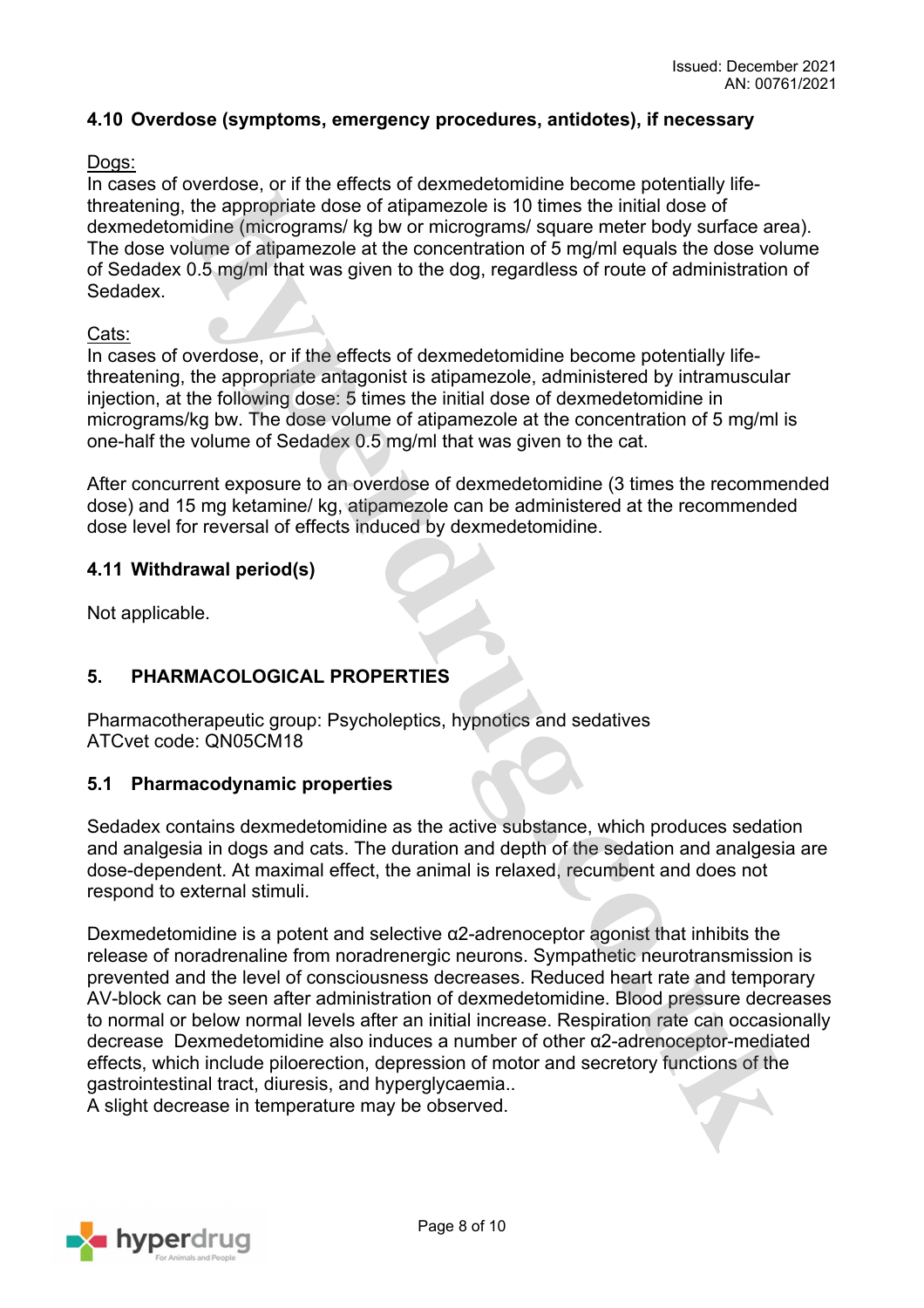### 4.10 Overdose (symptoms, emergency procedures, antidotes), if necessary

Dogs:
In cases of overdose, or if the effects of dexmedetomidine become potentially life-threatening, the appropriate dose of atipamezole is 10 times the initial dose of dexmedetomidine (micrograms/ kg bw or micrograms/ square meter body surface area). The dose volume of atipamezole at the concentration of 5 mg/ml equals the dose volume of Sedadex 0.5 mg/ml that was given to the dog, regardless of route of administration of Sedadex.

Cats:
In cases of overdose, or if the effects of dexmedetomidine become potentially life-threatening, the appropriate antagonist is atipamezole, administered by intramuscular injection, at the following dose: 5 times the initial dose of dexmedetomidine in micrograms/kg bw. The dose volume of atipamezole at the concentration of 5 mg/ml is one-half the volume of Sedadex 0.5 mg/ml that was given to the cat.

After concurrent exposure to an overdose of dexmedetomidine (3 times the recommended dose) and 15 mg ketamine/ kg, atipamezole can be administered at the recommended dose level for reversal of effects induced by dexmedetomidine.

### 4.11 Withdrawal period(s)

Not applicable.

## 5. PHARMACOLOGICAL PROPERTIES

Pharmacotherapeutic group: Psycholeptics, hypnotics and sedatives
ATCvet code: QN05CM18

### 5.1 Pharmacodynamic properties

Sedadex contains dexmedetomidine as the active substance, which produces sedation and analgesia in dogs and cats. The duration and depth of the sedation and analgesia are dose-dependent. At maximal effect, the animal is relaxed, recumbent and does not respond to external stimuli.

Dexmedetomidine is a potent and selective α2-adrenoceptor agonist that inhibits the release of noradrenaline from noradrenergic neurons. Sympathetic neurotransmission is prevented and the level of consciousness decreases. Reduced heart rate and temporary AV-block can be seen after administration of dexmedetomidine. Blood pressure decreases to normal or below normal levels after an initial increase. Respiration rate can occasionally decrease Dexmedetomidine also induces a number of other α2-adrenoceptor-mediated effects, which include piloerection, depression of motor and secretory functions of the gastrointestinal tract, diuresis, and hyperglycaemia..
A slight decrease in temperature may be observed.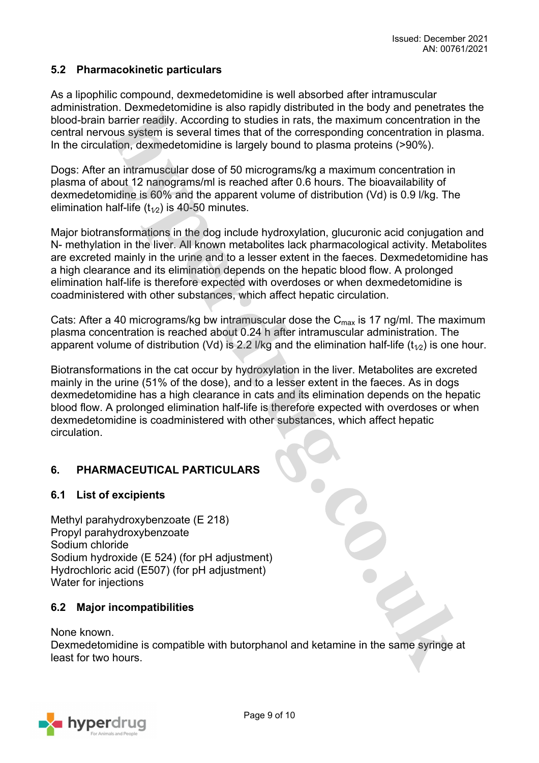## 5.2 Pharmacokinetic particulars

As a lipophilic compound, dexmedetomidine is well absorbed after intramuscular administration. Dexmedetomidine is also rapidly distributed in the body and penetrates the blood-brain barrier readily. According to studies in rats, the maximum concentration in the central nervous system is several times that of the corresponding concentration in plasma. In the circulation, dexmedetomidine is largely bound to plasma proteins (>90%).

Dogs: After an intramuscular dose of 50 micrograms/kg a maximum concentration in plasma of about 12 nanograms/ml is reached after 0.6 hours. The bioavailability of dexmedetomidine is 60% and the apparent volume of distribution (Vd) is 0.9 l/kg. The elimination half-life ($t_{1/2}$) is 40-50 minutes.

Major biotransformations in the dog include hydroxylation, glucuronic acid conjugation and N- methylation in the liver. All known metabolites lack pharmacological activity. Metabolites are excreted mainly in the urine and to a lesser extent in the faeces. Dexmedetomidine has a high clearance and its elimination depends on the hepatic blood flow. A prolonged elimination half-life is therefore expected with overdoses or when dexmedetomidine is coadministered with other substances, which affect hepatic circulation.

Cats: After a 40 micrograms/kg bw intramuscular dose the $C_{max}$ is 17 ng/ml. The maximum plasma concentration is reached about 0.24 h after intramuscular administration. The apparent volume of distribution (Vd) is 2.2 l/kg and the elimination half-life ($t_{1/2}$) is one hour.

Biotransformations in the cat occur by hydroxylation in the liver. Metabolites are excreted mainly in the urine (51% of the dose), and to a lesser extent in the faeces. As in dogs dexmedetomidine has a high clearance in cats and its elimination depends on the hepatic blood flow. A prolonged elimination half-life is therefore expected with overdoses or when dexmedetomidine is coadministered with other substances, which affect hepatic circulation.

# 6. PHARMACEUTICAL PARTICULARS

## 6.1 List of excipients

Methyl parahydroxybenzoate (E 218)
Propyl parahydroxybenzoate
Sodium chloride
Sodium hydroxide (E 524) (for pH adjustment)
Hydrochloric acid (E507) (for pH adjustment)
Water for injections

## 6.2 Major incompatibilities

None known.
Dexmedetomidine is compatible with butorphanol and ketamine in the same syringe at least for two hours.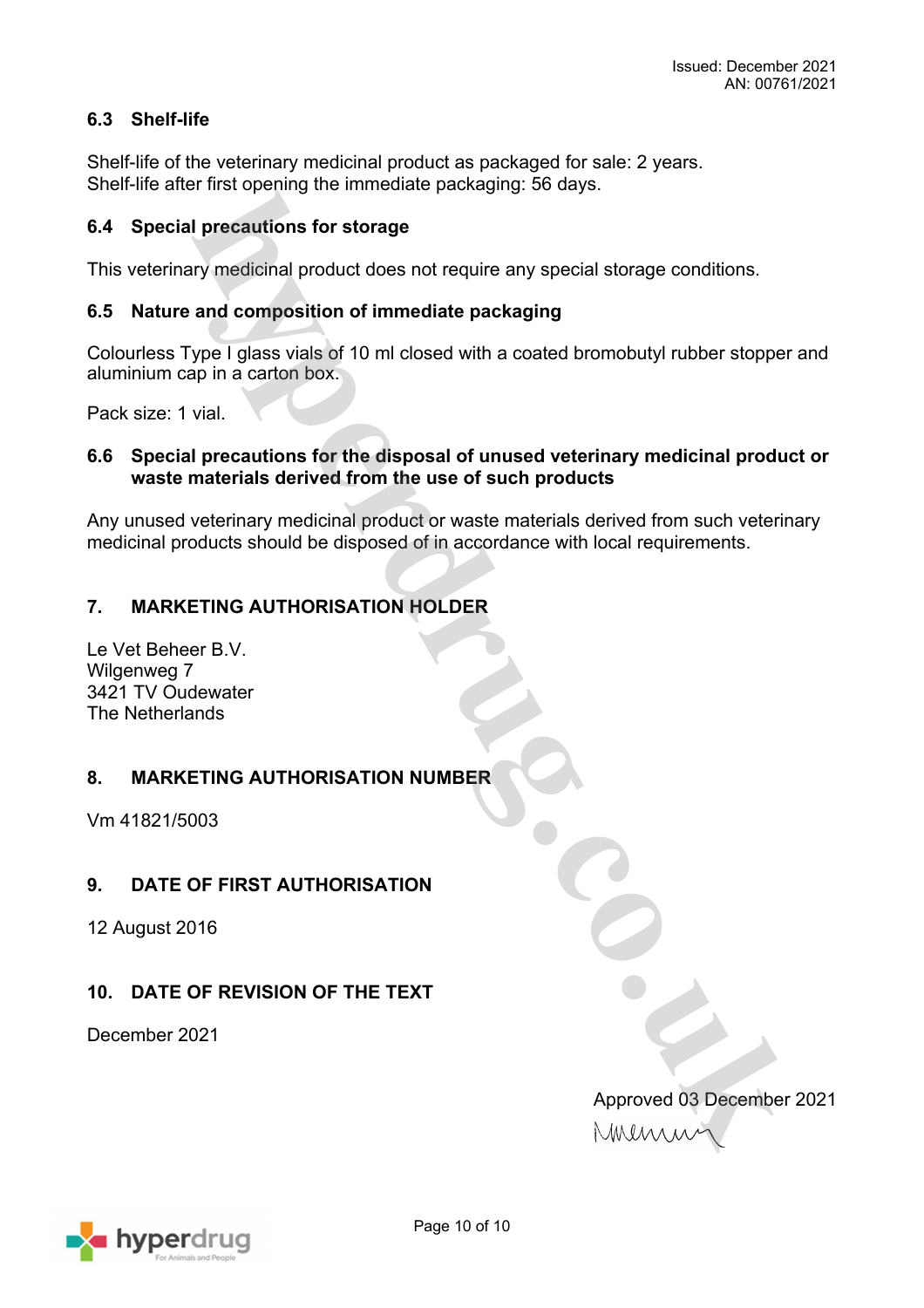### 6.3 Shelf-life

Shelf-life of the veterinary medicinal product as packaged for sale: 2 years.
Shelf-life after first opening the immediate packaging: 56 days.

### 6.4 Special precautions for storage

This veterinary medicinal product does not require any special storage conditions.

### 6.5 Nature and composition of immediate packaging

Colourless Type I glass vials of 10 ml closed with a coated bromobutyl rubber stopper and aluminium cap in a carton box.

Pack size: 1 vial.

### 6.6 Special precautions for the disposal of unused veterinary medicinal product or waste materials derived from the use of such products

Any unused veterinary medicinal product or waste materials derived from such veterinary medicinal products should be disposed of in accordance with local requirements.

## 7. MARKETING AUTHORISATION HOLDER

Le Vet Beheer B.V.
Wilgenweg 7
3421 TV Oudewater
The Netherlands

## 8. MARKETING AUTHORISATION NUMBER

Vm 41821/5003

## 9. DATE OF FIRST AUTHORISATION

12 August 2016

## 10. DATE OF REVISION OF THE TEXT

December 2021

Approved 03 December 2021